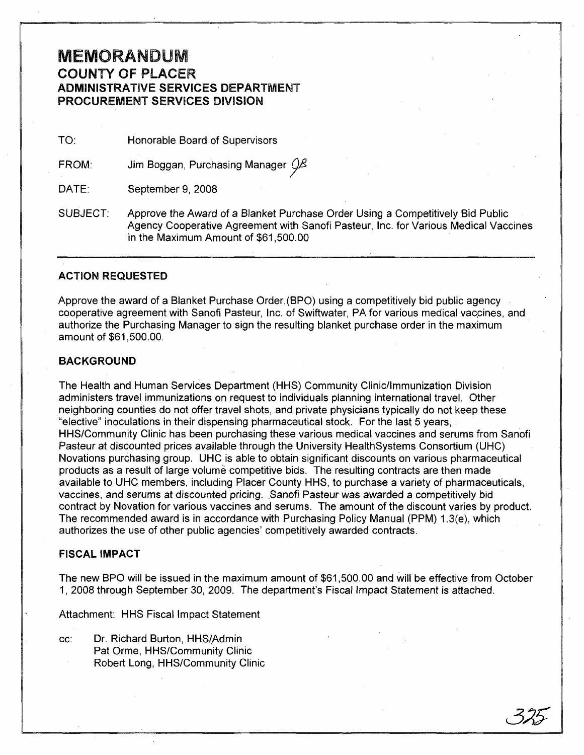# MEMORANDUM

## COUNTY OF PLACER
## ADMINISTRATIVE SERVICES DEPARTMENT
## PROCUREMENT SERVICES DIVISION

TO: Honorable Board of Supervisors

FROM: Jim Boggan, Purchasing Manager JB

DATE: September 9, 2008

SUBJECT: Approve the Award of a Blanket Purchase Order Using a Competitively Bid Public Agency Cooperative Agreement with Sanofi Pasteur, Inc. for Various Medical Vaccines in the Maximum Amount of $61,500.00

---

### ACTION REQUESTED

Approve the award of a Blanket Purchase Order (BPO) using a competitively bid public agency cooperative agreement with Sanofi Pasteur, Inc. of Swiftwater, PA for various medical vaccines, and authorize the Purchasing Manager to sign the resulting blanket purchase order in the maximum amount of $61,500.00.

### BACKGROUND

The Health and Human Services Department (HHS) Community Clinic/Immunization Division administers travel immunizations on request to individuals planning international travel. Other neighboring counties do not offer travel shots, and private physicians typically do not keep these "elective" inoculations in their dispensing pharmaceutical stock. For the last 5 years, HHS/Community Clinic has been purchasing these various medical vaccines and serums from Sanofi Pasteur at discounted prices available through the University HealthSystems Consortium (UHC) Novations purchasing group. UHC is able to obtain significant discounts on various pharmaceutical products as a result of large volume competitive bids. The resulting contracts are then made available to UHC members, including Placer County HHS, to purchase a variety of pharmaceuticals, vaccines, and serums at discounted pricing. Sanofi Pasteur was awarded a competitively bid contract by Novation for various vaccines and serums. The amount of the discount varies by product. The recommended award is in accordance with Purchasing Policy Manual (PPM) 1.3(e), which authorizes the use of other public agencies' competitively awarded contracts.

### FISCAL IMPACT

The new BPO will be issued in the maximum amount of $61,500.00 and will be effective from October 1, 2008 through September 30, 2009. The department's Fiscal Impact Statement is attached.

Attachment: HHS Fiscal Impact Statement

cc: Dr. Richard Burton, HHS/Admin
Pat Orme, HHS/Community Clinic
Robert Long, HHS/Community Clinic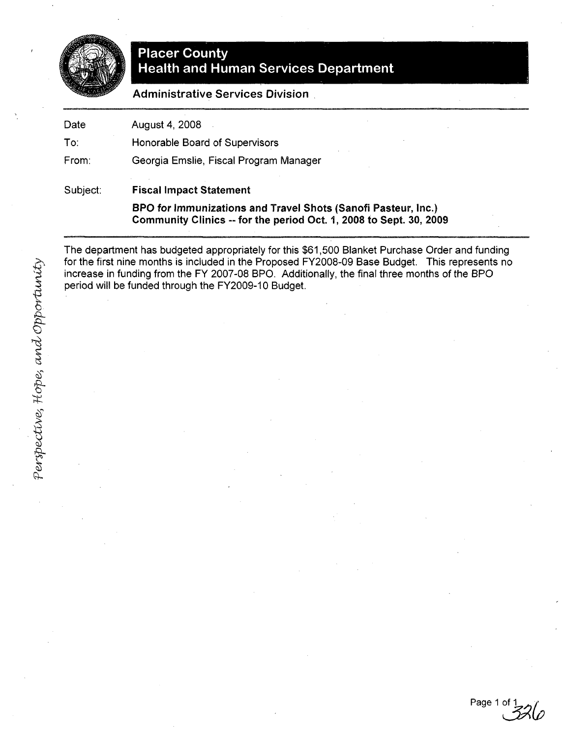# Placer County
## Health and Human Services Department

**Administrative Services Division**

| | |
|---|---|
| Date | August 4, 2008 |
| To: | Honorable Board of Supervisors |
| From: | Georgia Emslie, Fiscal Program Manager |
| Subject: | **Fiscal Impact Statement** |
| | **BPO for Immunizations and Travel Shots (Sanofi Pasteur, Inc.) Community Clinics -- for the period Oct. 1, 2008 to Sept. 30, 2009** |

The department has budgeted appropriately for this $61,500 Blanket Purchase Order and funding for the first nine months is included in the Proposed FY2008-09 Base Budget. This represents no increase in funding from the FY 2007-08 BPO. Additionally, the final three months of the BPO period will be funded through the FY2009-10 Budget.

*Perspective, Hope, and Opportunity*